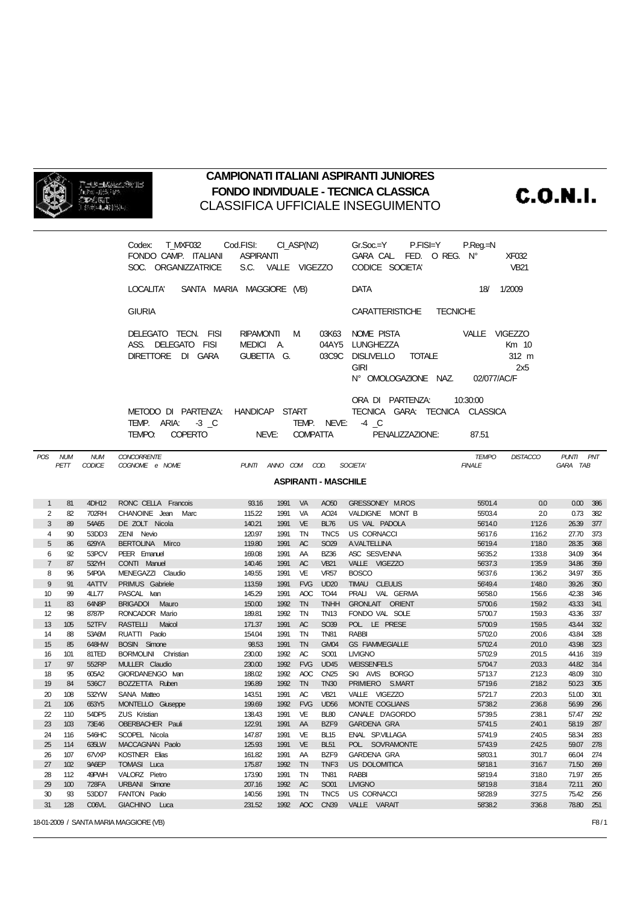# CAMPIONATI ITALIANI ASPIRANTI JUNIORES

## FONDO INDIVIDUALE - TECNICA CLASSICA

CLASSIFICA UFFICIALE INSEGUIMENTO

C.O.N.I.

Codex: T_MXF032 Cod.FISI: CI_ASP(N2) Gr.Soc.=Y P.FISI=Y P.Reg.=N
FONDO CAMP. ITALIANI ASPIRANTI GARA CAL. FED. O REG. N° XF032
SOC. ORGANIZZATRICE S.C. VALLE VIGEZZO CODICE SOCIETA' VB21

LOCALITA' SANTA MARIA MAGGIORE (VB) DATA 18/ 1/2009

GIURIA CARATTERISTICHE TECNICHE

DELEGATO TECN. FISI RIPAMONTI M. 03K63 NOME PISTA VALLE VIGEZZO
ASS. DELEGATO FISI MEDICI A. 04AY5 LUNGHEZZA Km 10
DIRETTORE DI GARA GUBETTA G. 03C9C DISLIVELLO TOTALE 312 m
GIRI 2x5
N° OMOLOGAZIONE NAZ. 02/077/AC/F

ORA DI PARTENZA: 10:30:00
METODO DI PARTENZA: HANDICAP START TECNICA GARA: TECNICA CLASSICA
TEMP. ARIA: -3 _C TEMP. NEVE: -4 _C
TEMPO: COPERTO NEVE: COMPATTA PENALIZZAZIONE: 87.51

### ASPIRANTI - MASCHILE

| POS | NUM PETT | NUM CODICE | CONCORRENTE COGNOME e NOME | PUNTI | ANNO | COM | COD. | SOCIETA' | TEMPO FINALE | DISTACCO | PUNTI GARA | PNT TAB |
|---|---|---|---|---|---|---|---|---|---|---|---|---|
| 1 | 81 | 4DH12 | RONC CELLA Francois | 93.16 | 1991 | VA | AO50 | GRESSONEY M.ROS | 55'01.4 | 0.0 | 0.00 | 386 |
| 2 | 82 | 702RH | CHANOINE Jean Marc | 115.22 | 1991 | VA | AO24 | VALDIGNE MONT B | 55'03.4 | 2.0 | 0.73 | 382 |
| 3 | 89 | 54A65 | DE ZOLT Nicola | 140.21 | 1991 | VE | BL76 | US VAL PADOLA | 56'14.0 | 1'12.6 | 26.39 | 377 |
| 4 | 90 | 53DD3 | ZENI Nevio | 120.97 | 1991 | TN | TNC5 | US CORNACCI | 56'17.6 | 1'16.2 | 27.70 | 373 |
| 5 | 86 | 629YA | BERTOLINA Mirco | 119.80 | 1991 | AC | SO29 | A.VALTELLINA | 56'19.4 | 1'18.0 | 28.35 | 368 |
| 6 | 92 | 53PCV | PEER Emanuel | 169.08 | 1991 | AA | BZ36 | ASC SESVENNA | 56'35.2 | 1'33.8 | 34.09 | 364 |
| 7 | 87 | 532YH | CONTI Manuel | 140.46 | 1991 | AC | VB21 | VALLE VIGEZZO | 56'37.3 | 1'35.9 | 34.86 | 359 |
| 8 | 96 | 54P0A | MENEGAZZI Claudio | 149.55 | 1991 | VE | VR57 | BOSCO | 56'37.6 | 1'36.2 | 34.97 | 355 |
| 9 | 91 | 4ATTV | PRIMUS Gabriele | 113.59 | 1991 | FVG | UD20 | TIMAU CLEULIS | 56'49.4 | 1'48.0 | 39.26 | 350 |
| 10 | 99 | 4LL77 | PASCAL Ivan | 145.29 | 1991 | AOC | TO44 | PRALI VAL GERMA | 56'58.0 | 1'56.6 | 42.38 | 346 |
| 11 | 83 | 64N8P | BRIGADOI Mauro | 150.00 | 1992 | TN | TNHH | GRONLAIT ORIENT | 57'00.6 | 1'59.2 | 43.33 | 341 |
| 12 | 98 | 8787P | RONCADOR Mario | 189.81 | 1992 | TN | TN13 | FONDO VAL SOLE | 57'00.7 | 1'59.3 | 43.36 | 337 |
| 13 | 105 | 52TFV | RASTELLI Maicol | 171.37 | 1991 | AC | SO39 | POL. LE PRESE | 57'00.9 | 1'59.5 | 43.44 | 332 |
| 14 | 88 | 53A6M | RUATTI Paolo | 154.04 | 1991 | TN | TN81 | RABBI | 57'02.0 | 2'00.6 | 43.84 | 328 |
| 15 | 85 | 648HW | BOSIN Simone | 98.53 | 1991 | TN | GM04 | GS FIAMMEGIALLE | 57'02.4 | 2'01.0 | 43.98 | 323 |
| 16 | 101 | 81TED | BORMOLINI Christian | 230.00 | 1992 | AC | SO01 | LIVIGNO | 57'02.9 | 2'01.5 | 44.16 | 319 |
| 17 | 97 | 552RP | MULLER Claudio | 230.00 | 1992 | FVG | UD45 | WEISSENFELS | 57'04.7 | 2'03.3 | 44.82 | 314 |
| 18 | 95 | 605A2 | GIORDANENGO Ivan | 188.02 | 1992 | AOC | CN25 | SKI AVIS BORGO | 57'13.7 | 2'12.3 | 48.09 | 310 |
| 19 | 84 | 536C7 | BOZZETTA Ruben | 196.89 | 1992 | TN | TN30 | PRIMIERO S.MART | 57'19.6 | 2'18.2 | 50.23 | 305 |
| 20 | 108 | 532YW | SANA Matteo | 143.51 | 1991 | AC | VB21 | VALLE VIGEZZO | 57'21.7 | 2'20.3 | 51.00 | 301 |
| 21 | 106 | 653Y5 | MONTELLO Giuseppe | 199.69 | 1992 | FVG | UD56 | MONTE COGLIANS | 57'38.2 | 2'36.8 | 56.99 | 296 |
| 22 | 110 | 54DP5 | ZUS Kristian | 138.43 | 1991 | VE | BL80 | CANALE D'AGORDO | 57'39.5 | 2'38.1 | 57.47 | 292 |
| 23 | 103 | 73E46 | OBERBACHER Pauli | 122.91 | 1991 | AA | BZF9 | GARDENA GRA | 57'41.5 | 2'40.1 | 58.19 | 287 |
| 24 | 116 | 546HC | SCOPEL Nicola | 147.87 | 1991 | VE | BL15 | ENAL SP.VILLAGA | 57'41.9 | 2'40.5 | 58.34 | 283 |
| 25 | 114 | 635LW | MACCAGNAN Paolo | 125.93 | 1991 | VE | BL51 | POL. SOVRAMONTE | 57'43.9 | 2'42.5 | 59.07 | 278 |
| 26 | 107 | 67VXP | KOSTNER Elias | 161.82 | 1991 | AA | BZF9 | GARDENA GRA | 58'03.1 | 3'01.7 | 66.04 | 274 |
| 27 | 102 | 9A6EP | TOMASI Luca | 175.87 | 1992 | TN | TNF3 | US DOLOMITICA | 58'18.1 | 3'16.7 | 71.50 | 269 |
| 28 | 112 | 49PWH | VALORZ Pietro | 173.90 | 1991 | TN | TN81 | RABBI | 58'19.4 | 3'18.0 | 71.97 | 265 |
| 29 | 100 | 728FA | URBANI Simone | 207.16 | 1992 | AC | SO01 | LIVIGNO | 58'19.8 | 3'18.4 | 72.11 | 260 |
| 30 | 93 | 53DD7 | FANTON Paolo | 140.56 | 1991 | TN | TNC5 | US CORNACCI | 58'28.9 | 3'27.5 | 75.42 | 256 |
| 31 | 128 | C06VL | GIACHINO Luca | 231.52 | 1992 | AOC | CN39 | VALLE VARAIT | 58'38.2 | 3'36.8 | 78.80 | 251 |

18-01-2009 / SANTA MARIA MAGGIORE (VB)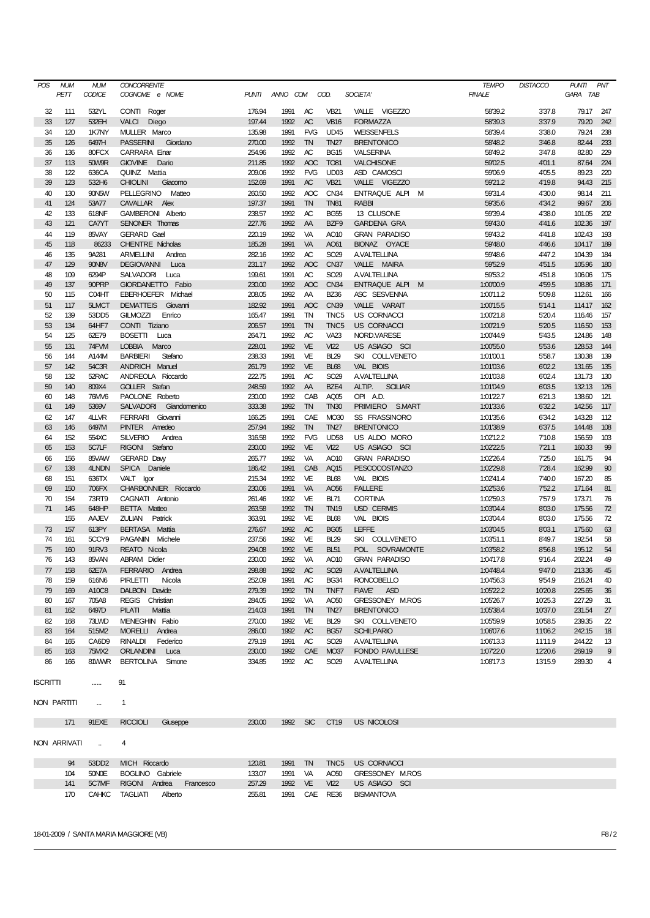| POS | NUM PETT | NUM CODICE | CONCORRENTE COGNOME e NOME | PUNTI | ANNO | COM | COD. | SOCIETA' | TEMPO FINALE | DISTACCO | PUNTI GARA | PNT TAB |
|---|---|---|---|---|---|---|---|---|---|---|---|---|
| 32 | 111 | 532YL | CONTI Roger | 176.94 | 1991 | AC | VB21 | VALLE VIGEZZO | 58'39.2 | 3'37.8 | 79.17 | 247 |
| 33 | 127 | 532EH | VALCI Diego | 197.44 | 1992 | AC | VB16 | FORMAZZA | 58'39.3 | 3'37.9 | 79.20 | 242 |
| 34 | 120 | 1K7NY | MULLER Marco | 135.98 | 1991 | FVG | UD45 | WEISSENFELS | 58'39.4 | 3'38.0 | 79.24 | 238 |
| 35 | 126 | 6497H | PASSERINI Giordano | 270.00 | 1992 | TN | TN27 | BRENTONICO | 58'48.2 | 3'46.8 | 82.44 | 233 |
| 36 | 136 | 80FCX | CARRARA Einar | 254.96 | 1992 | AC | BG15 | VALSERINA | 58'49.2 | 3'47.8 | 82.80 | 229 |
| 37 | 113 | 50W9R | GIOVINE Dario | 211.85 | 1992 | AOC | TO81 | VALCHISONE | 59'02.5 | 4'01.1 | 87.64 | 224 |
| 38 | 122 | 636CA | QUINZ Mattia | 209.06 | 1992 | FVG | UD03 | ASD CAMOSCI | 59'06.9 | 4'05.5 | 89.23 | 220 |
| 39 | 123 | 532H6 | CHIOLINI Giacomo | 152.69 | 1991 | AC | VB21 | VALLE VIGEZZO | 59'21.2 | 4'19.8 | 94.43 | 215 |
| 40 | 130 | 90N5W | PELLEGRINO Matteo | 260.50 | 1992 | AOC | CN34 | ENTRAQUE ALPI M | 59'31.4 | 4'30.0 | 98.14 | 211 |
| 41 | 124 | 53A77 | CAVALLAR Alex | 197.37 | 1991 | TN | TN81 | RABBI | 59'35.6 | 4'34.2 | 99.67 | 206 |
| 42 | 133 | 618NF | GAMBERONI Alberto | 238.57 | 1992 | AC | BG55 | 13 CLUSONE | 59'39.4 | 4'38.0 | 101.05 | 202 |
| 43 | 121 | CA7YT | SENONER Thomas | 227.76 | 1992 | AA | BZF9 | GARDENA GRA | 59'43.0 | 4'41.6 | 102.36 | 197 |
| 44 | 119 | 85VAY | GERARD Gael | 220.19 | 1992 | VA | AO10 | GRAN PARADISO | 59'43.2 | 4'41.8 | 102.43 | 193 |
| 45 | 118 | 86233 | CHENTRE Nicholas | 185.28 | 1991 | VA | AO61 | BIONAZ OYACE | 59'48.0 | 4'46.6 | 104.17 | 189 |
| 46 | 135 | 9A281 | ARMELLINI Andrea | 282.16 | 1992 | AC | SO29 | A.VALTELLINA | 59'48.6 | 4'47.2 | 104.39 | 184 |
| 47 | 129 | 90N8V | DEGIOVANNI Luca | 231.17 | 1992 | AOC | CN37 | VALLE MAIRA | 59'52.9 | 4'51.5 | 105.96 | 180 |
| 48 | 109 | 6294P | SALVADORI Luca | 199.61 | 1991 | AC | SO29 | A.VALTELLINA | 59'53.2 | 4'51.8 | 106.06 | 175 |
| 49 | 137 | 90PRP | GIORDANETTO Fabio | 230.00 | 1992 | AOC | CN34 | ENTRAQUE ALPI M | 1:00'00.9 | 4'59.5 | 108.86 | 171 |
| 50 | 115 | C04HT | EBERHOEFER Michael | 208.05 | 1992 | AA | BZ36 | ASC SESVENNA | 1:00'11.2 | 5'09.8 | 112.61 | 166 |
| 51 | 117 | 5LMCT | DEMATTEIS Giovanni | 182.92 | 1991 | AOC | CN39 | VALLE VARAIT | 1:00'15.5 | 5'14.1 | 114.17 | 162 |
| 52 | 139 | 53DD5 | GILMOZZI Enrico | 165.47 | 1991 | TN | TNC5 | US CORNACCI | 1:00'21.8 | 5'20.4 | 116.46 | 157 |
| 53 | 134 | 64HF7 | CONTI Tiziano | 206.57 | 1991 | TN | TNC5 | US CORNACCI | 1:00'21.9 | 5'20.5 | 116.50 | 153 |
| 54 | 125 | 62E79 | BOSETTI Luca | 264.71 | 1992 | AC | VA23 | NORD.VARESE | 1:00'44.9 | 5'43.5 | 124.86 | 148 |
| 55 | 131 | 74FVM | LOBBIA Marco | 228.01 | 1992 | VE | VI22 | US ASIAGO SCI | 1:00'55.0 | 5'53.6 | 128.53 | 144 |
| 56 | 144 | A144M | BARBIERI Stefano | 238.33 | 1991 | VE | BL29 | SKI COLL.VENETO | 1:01'00.1 | 5'58.7 | 130.38 | 139 |
| 57 | 142 | 54C3R | ANDRICH Manuel | 261.79 | 1992 | VE | BL68 | VAL BIOIS | 1:01'03.6 | 6'02.2 | 131.65 | 135 |
| 58 | 132 | 52RAC | ANDREOLA Riccardo | 222.75 | 1991 | AC | SO29 | A.VALTELLINA | 1:01'03.8 | 6'02.4 | 131.73 | 130 |
| 59 | 140 | 809X4 | GOLLER Stefan | 248.59 | 1992 | AA | BZE4 | ALTIP. SCILIAR | 1:01'04.9 | 6'03.5 | 132.13 | 126 |
| 60 | 148 | 76MV6 | PAOLONE Roberto | 230.00 | 1992 | CAB | AQ05 | OPI A.D. | 1:01'22.7 | 6'21.3 | 138.60 | 121 |
| 61 | 149 | 5369V | SALVADORI Giandomenico | 333.38 | 1992 | TN | TN30 | PRIMIERO S.MART | 1:01'33.6 | 6'32.2 | 142.56 | 117 |
| 62 | 147 | 4LLVR | FERRARI Giovanni | 166.25 | 1991 | CAE | MO30 | SS FRASSINORO | 1:01'35.6 | 6'34.2 | 143.28 | 112 |
| 63 | 146 | 6497M | PINTER Amedeo | 257.94 | 1992 | TN | TN27 | BRENTONICO | 1:01'38.9 | 6'37.5 | 144.48 | 108 |
| 64 | 152 | 554XC | SILVERIO Andrea | 316.58 | 1992 | FVG | UD58 | US ALDO MORO | 1:02'12.2 | 7'10.8 | 156.59 | 103 |
| 65 | 153 | 5C7LF | RIGONI Stefano | 230.00 | 1992 | VE | VI22 | US ASIAGO SCI | 1:02'22.5 | 7'21.1 | 160.33 | 99 |
| 66 | 156 | 85VAW | GERARD Davy | 265.77 | 1992 | VA | AO10 | GRAN PARADISO | 1:02'26.4 | 7'25.0 | 161.75 | 94 |
| 67 | 138 | 4LNDN | SPICA Daniele | 186.42 | 1991 | CAB | AQ15 | PESCOCOSTANZO | 1:02'29.8 | 7'28.4 | 162.99 | 90 |
| 68 | 151 | 636TX | VALT Igor | 215.34 | 1992 | VE | BL68 | VAL BIOIS | 1:02'41.4 | 7'40.0 | 167.20 | 85 |
| 69 | 150 | 706FX | CHARBONNIER Riccardo | 230.06 | 1991 | VA | AO56 | FALLERE | 1:02'53.6 | 7'52.2 | 171.64 | 81 |
| 70 | 154 | 73RT9 | CAGNATI Antonio | 261.46 | 1992 | VE | BL71 | CORTINA | 1:02'59.3 | 7'57.9 | 173.71 | 76 |
| 71 | 145 | 648HP | BETTA Matteo | 263.58 | 1992 | TN | TN19 | USD CERMIS | 1:03'04.4 | 8'03.0 | 175.56 | 72 |
| | 155 | AAJEV | ZULIAN Patrick | 363.91 | 1992 | VE | BL68 | VAL BIOIS | 1:03'04.4 | 8'03.0 | 175.56 | 72 |
| 73 | 157 | 613PY | BERTASA Mattia | 276.67 | 1992 | AC | BG05 | LEFFE | 1:03'04.5 | 8'03.1 | 175.60 | 63 |
| 74 | 161 | 5CCY9 | PAGANIN Michele | 237.56 | 1992 | VE | BL29 | SKI COLL.VENETO | 1:03'51.1 | 8'49.7 | 192.54 | 58 |
| 75 | 160 | 91RV3 | REATO Nicola | 294.08 | 1992 | VE | BL51 | POL. SOVRAMONTE | 1:03'58.2 | 8'56.8 | 195.12 | 54 |
| 76 | 143 | 85VAN | ABRAM Didier | 230.00 | 1992 | VA | AO10 | GRAN PARADISO | 1:04'17.8 | 9'16.4 | 202.24 | 49 |
| 77 | 158 | 62E7A | FERRARIO Andrea | 298.88 | 1992 | AC | SO29 | A.VALTELLINA | 1:04'48.4 | 9'47.0 | 213.36 | 45 |
| 78 | 159 | 616N6 | PIRLETTI Nicola | 252.09 | 1991 | AC | BG34 | RONCOBELLO | 1:04'56.3 | 9'54.9 | 216.24 | 40 |
| 79 | 169 | A10C8 | DALBON Davide | 279.39 | 1992 | TN | TNF7 | FIAVE' ASD | 1:05'22.2 | 10'20.8 | 225.65 | 36 |
| 80 | 167 | 705A8 | REGIS Christian | 284.05 | 1992 | VA | AO50 | GRESSONEY M.ROS | 1:05'26.7 | 10'25.3 | 227.29 | 31 |
| 81 | 162 | 6497D | PILATI Mattia | 214.03 | 1991 | TN | TN27 | BRENTONICO | 1:05'38.4 | 10'37.0 | 231.54 | 27 |
| 82 | 168 | 73LWD | MENEGHIN Fabio | 270.00 | 1992 | VE | BL29 | SKI COLL.VENETO | 1:05'59.9 | 10'58.5 | 239.35 | 22 |
| 83 | 164 | 515M2 | MORELLI Andrea | 286.00 | 1992 | AC | BG57 | SCHILPARIO | 1:06'07.6 | 11'06.2 | 242.15 | 18 |
| 84 | 165 | CA6D9 | RINALDI Federico | 279.19 | 1991 | AC | SO29 | A.VALTELLINA | 1:06'13.3 | 11'11.9 | 244.22 | 13 |
| 85 | 163 | 75MX2 | ORLANDINI Luca | 230.00 | 1992 | CAE | MO37 | FONDO PAVULLESE | 1:07'22.0 | 12'20.6 | 269.19 | 9 |
| 86 | 166 | 81WWR | BERTOLINA Simone | 334.85 | 1992 | AC | SO29 | A.VALTELLINA | 1:08'17.3 | 13'15.9 | 289.30 | 4 |

ISCRITTI ...... 91

NON PARTITI ... 1

| | | | | | | | |
|---|---|---|---|---|---|---|---|
| 171 | 91EXE | RICCIOLI Giuseppe | 230.00 | 1992 | SIC | CT19 | US NICOLOSI |

NON ARRIVATI .. 4

| | | | | | | | |
|---|---|---|---|---|---|---|---|
| 94 | 53DD2 | MICH Riccardo | 120.81 | 1991 | TN | TNC5 | US CORNACCI |
| 104 | 50N0E | BOGLINO Gabriele | 133.07 | 1991 | VA | AO50 | GRESSONEY M.ROS |
| 141 | 5C7MF | RIGONI Andrea Francesco | 257.29 | 1992 | VE | VI22 | US ASIAGO SCI |
| 170 | CAHKC | TAGLIATI Alberto | 255.81 | 1991 | CAE | RE36 | BISMANTOVA |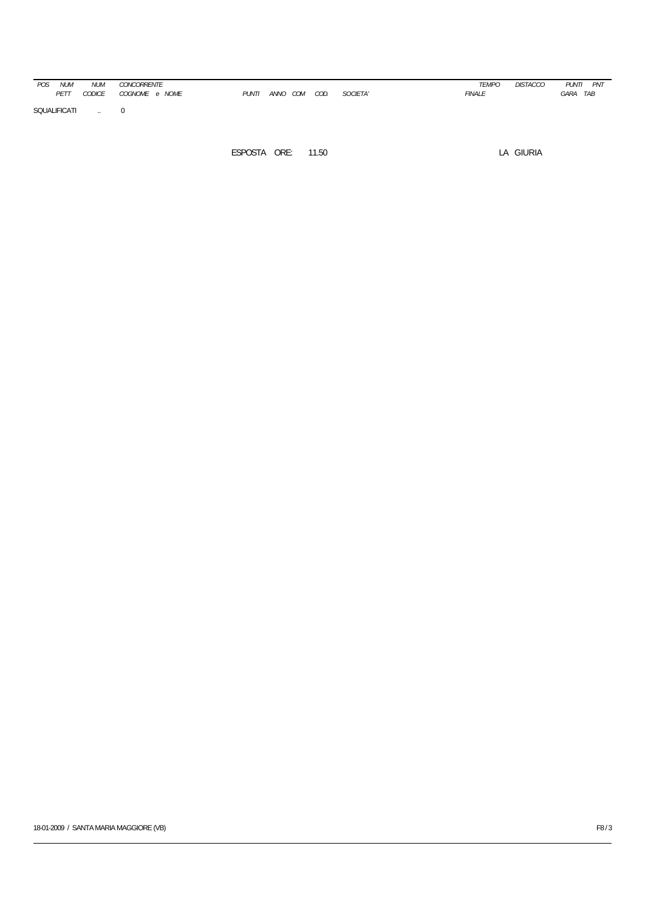| POS | NUM PETT | NUM CODICE | CONCORRENTE COGNOME e NOME | PUNTI | ANNO | COM | COD. | SOCIETA' | TEMPO FINALE | DISTACCO | PUNTI GARA | PNT TAB |
|---|---|---|---|---|---|---|---|---|---|---|---|---|

SQUALIFICATI .. 0

ESPOSTA ORE: 11.50

LA GIURIA

18-01-2009 / SANTA MARIA MAGGIORE (VB)